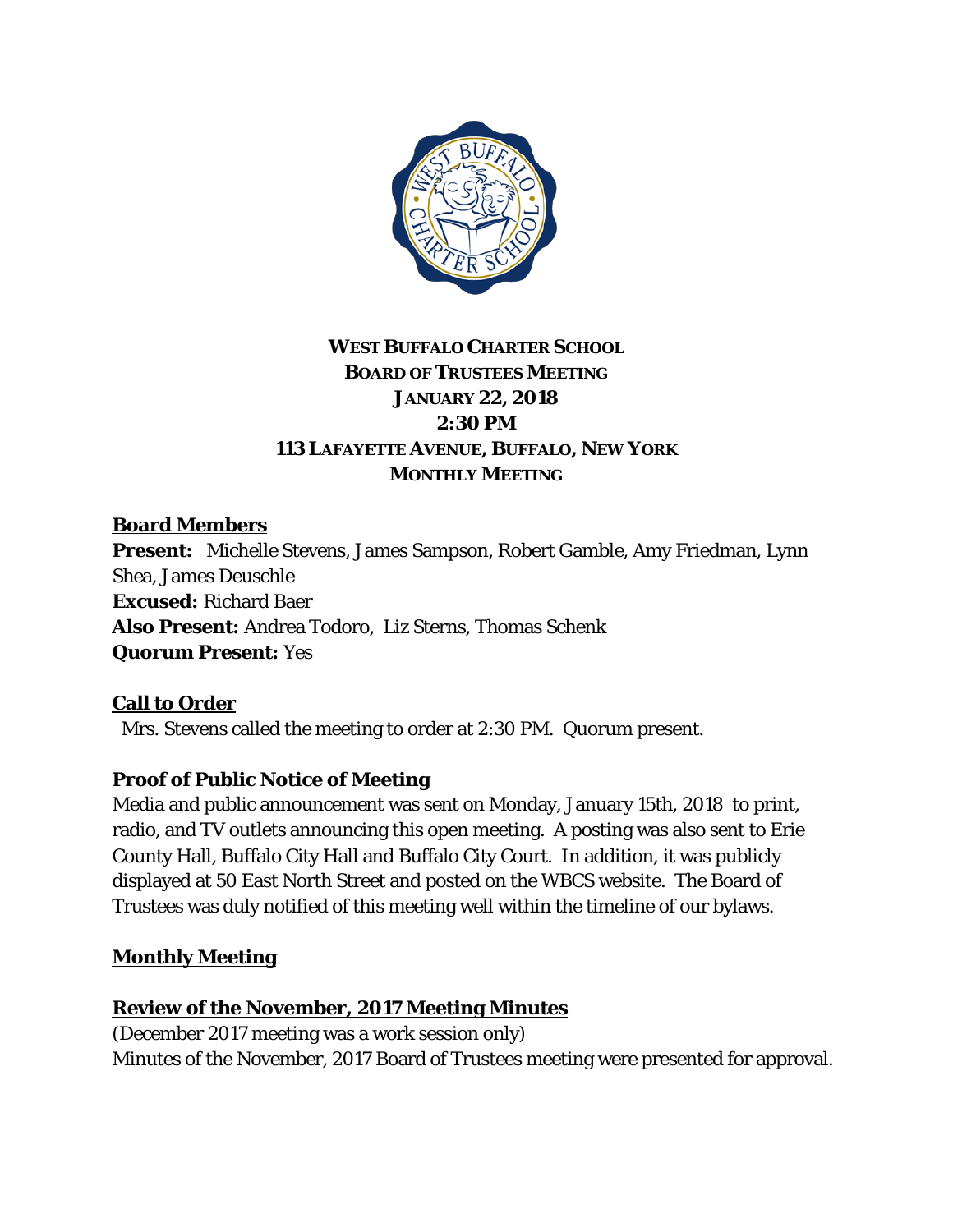# WEST BUFFALO CHARTER SCHOOL
## BOARD OF TRUSTEES MEETING
## JANUARY 22, 2018
## 2:30 PM
## 113 LAFAYETTE AVENUE, BUFFALO, NEW YORK
## MONTHLY MEETING

**Board Members**

**Present:** Michelle Stevens, James Sampson, Robert Gamble, Amy Friedman, Lynn Shea, James Deuschle
**Excused:** Richard Baer
**Also Present:** Andrea Todoro, Liz Sterns, Thomas Schenk
**Quorum Present:** Yes

**Call to Order**

Mrs. Stevens called the meeting to order at 2:30 PM. Quorum present.

**Proof of Public Notice of Meeting**

Media and public announcement was sent on Monday, January 15th, 2018 to print, radio, and TV outlets announcing this open meeting. A posting was also sent to Erie County Hall, Buffalo City Hall and Buffalo City Court. In addition, it was publicly displayed at 50 East North Street and posted on the WBCS website. The Board of Trustees was duly notified of this meeting well within the timeline of our bylaws.

**Monthly Meeting**

**Review of the November, 2017 Meeting Minutes**

(December 2017 meeting was a work session only)
Minutes of the November, 2017 Board of Trustees meeting were presented for approval.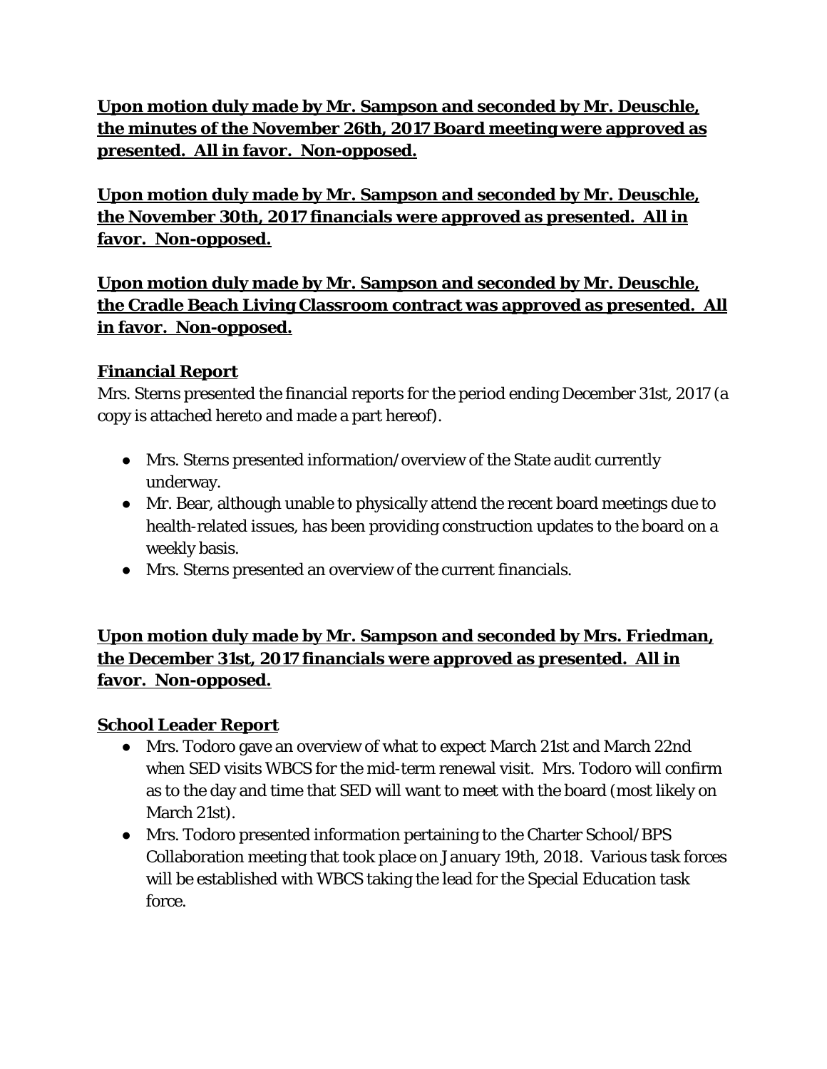**Upon motion duly made by Mr. Sampson and seconded by Mr. Deuschle, the minutes of the November 26th, 2017 Board meeting were approved as presented. All in favor. Non-opposed.**

**Upon motion duly made by Mr. Sampson and seconded by Mr. Deuschle, the November 30th, 2017 financials were approved as presented. All in favor. Non-opposed.**

**Upon motion duly made by Mr. Sampson and seconded by Mr. Deuschle, the Cradle Beach Living Classroom contract was approved as presented. All in favor. Non-opposed.**

**Financial Report**

Mrs. Sterns presented the financial reports for the period ending December 31st, 2017 (a copy is attached hereto and made a part hereof).

- Mrs. Sterns presented information/overview of the State audit currently underway.
- Mr. Bear, although unable to physically attend the recent board meetings due to health-related issues, has been providing construction updates to the board on a weekly basis.
- Mrs. Sterns presented an overview of the current financials.

**Upon motion duly made by Mr. Sampson and seconded by Mrs. Friedman, the December 31st, 2017 financials were approved as presented. All in favor. Non-opposed.**

**School Leader Report**

- Mrs. Todoro gave an overview of what to expect March 21st and March 22nd when SED visits WBCS for the mid-term renewal visit. Mrs. Todoro will confirm as to the day and time that SED will want to meet with the board (most likely on March 21st).
- Mrs. Todoro presented information pertaining to the Charter School/BPS Collaboration meeting that took place on January 19th, 2018. Various task forces will be established with WBCS taking the lead for the Special Education task force.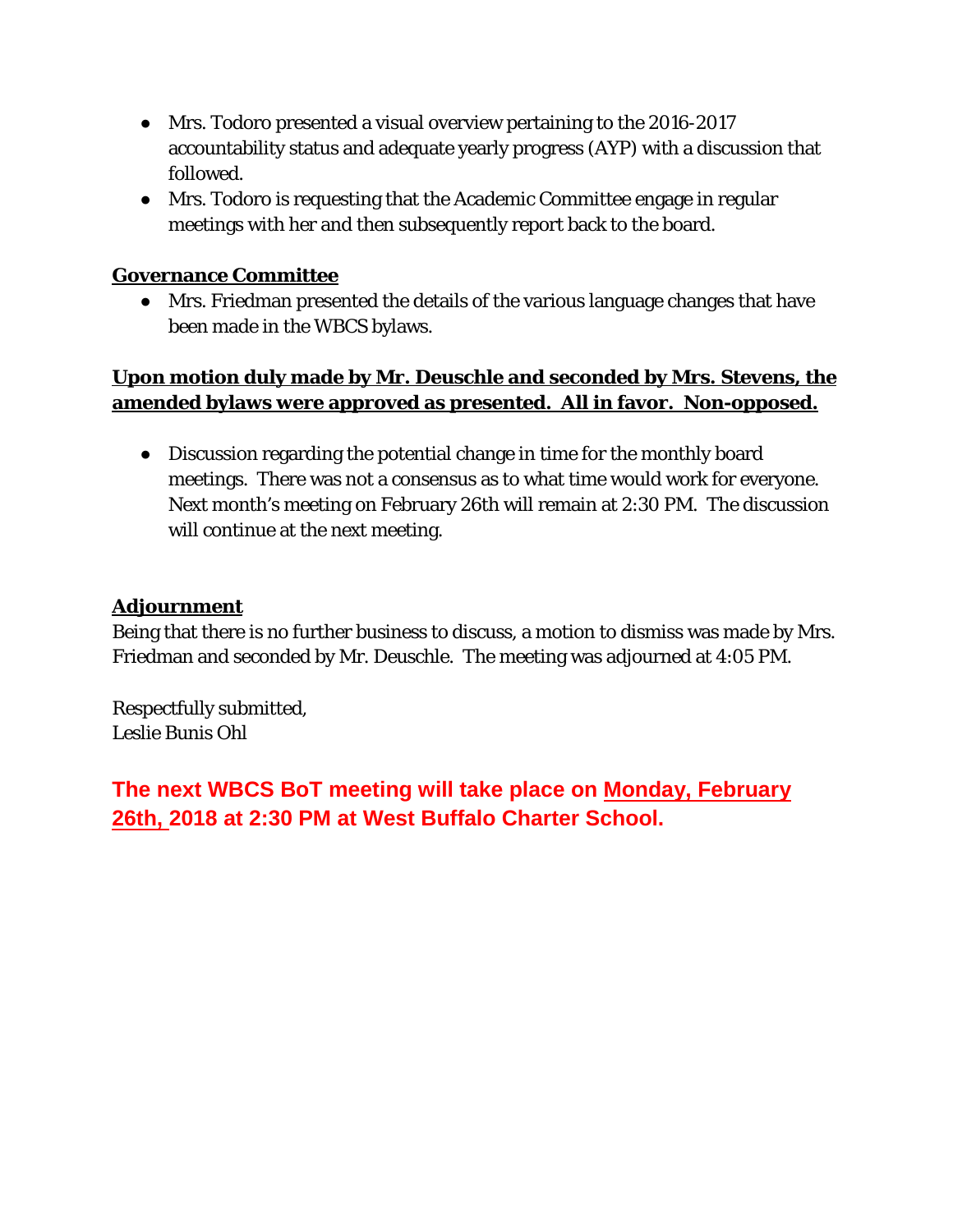- Mrs. Todoro presented a visual overview pertaining to the 2016-2017 accountability status and adequate yearly progress (AYP) with a discussion that followed.
- Mrs. Todoro is requesting that the Academic Committee engage in regular meetings with her and then subsequently report back to the board.

**Governance Committee**

- Mrs. Friedman presented the details of the various language changes that have been made in the WBCS bylaws.

**Upon motion duly made by Mr. Deuschle and seconded by Mrs. Stevens, the amended bylaws were approved as presented. All in favor. Non-opposed.**

- Discussion regarding the potential change in time for the monthly board meetings. There was not a consensus as to what time would work for everyone. Next month's meeting on February 26th will remain at 2:30 PM. The discussion will continue at the next meeting.

**Adjournment**

Being that there is no further business to discuss, a motion to dismiss was made by Mrs. Friedman and seconded by Mr. Deuschle. The meeting was adjourned at 4:05 PM.

Respectfully submitted,
Leslie Bunis Ohl

**The next WBCS BoT meeting will take place on Monday, February 26th, 2018 at 2:30 PM at West Buffalo Charter School.**